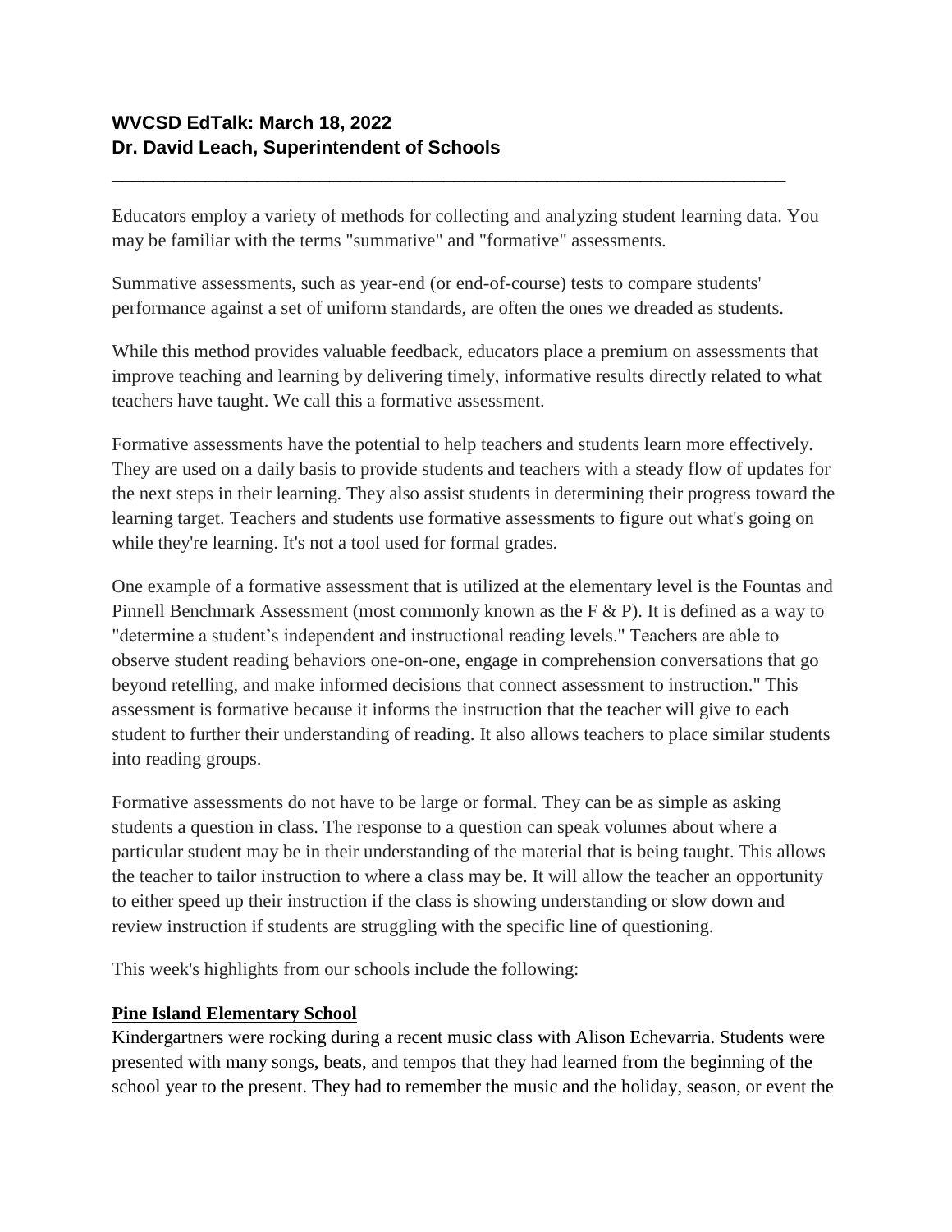**WVCSD EdTalk: March 18, 2022**
**Dr. David Leach, Superintendent of Schools**

---

Educators employ a variety of methods for collecting and analyzing student learning data. You may be familiar with the terms "summative" and "formative" assessments.

Summative assessments, such as year-end (or end-of-course) tests to compare students' performance against a set of uniform standards, are often the ones we dreaded as students.

While this method provides valuable feedback, educators place a premium on assessments that improve teaching and learning by delivering timely, informative results directly related to what teachers have taught. We call this a formative assessment.

Formative assessments have the potential to help teachers and students learn more effectively. They are used on a daily basis to provide students and teachers with a steady flow of updates for the next steps in their learning. They also assist students in determining their progress toward the learning target. Teachers and students use formative assessments to figure out what's going on while they're learning. It's not a tool used for formal grades.

One example of a formative assessment that is utilized at the elementary level is the Fountas and Pinnell Benchmark Assessment (most commonly known as the F & P). It is defined as a way to "determine a student's independent and instructional reading levels." Teachers are able to observe student reading behaviors one-on-one, engage in comprehension conversations that go beyond retelling, and make informed decisions that connect assessment to instruction." This assessment is formative because it informs the instruction that the teacher will give to each student to further their understanding of reading. It also allows teachers to place similar students into reading groups.

Formative assessments do not have to be large or formal. They can be as simple as asking students a question in class. The response to a question can speak volumes about where a particular student may be in their understanding of the material that is being taught. This allows the teacher to tailor instruction to where a class may be. It will allow the teacher an opportunity to either speed up their instruction if the class is showing understanding or slow down and review instruction if students are struggling with the specific line of questioning.

This week's highlights from our schools include the following:

**Pine Island Elementary School**

Kindergartners were rocking during a recent music class with Alison Echevarria. Students were presented with many songs, beats, and tempos that they had learned from the beginning of the school year to the present. They had to remember the music and the holiday, season, or event the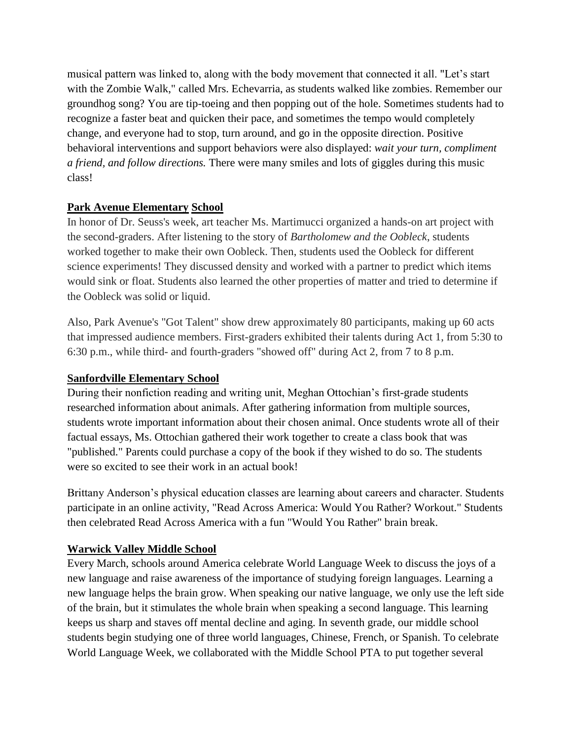musical pattern was linked to, along with the body movement that connected it all. "Let's start with the Zombie Walk," called Mrs. Echevarria, as students walked like zombies. Remember our groundhog song? You are tip-toeing and then popping out of the hole. Sometimes students had to recognize a faster beat and quicken their pace, and sometimes the tempo would completely change, and everyone had to stop, turn around, and go in the opposite direction. Positive behavioral interventions and support behaviors were also displayed: *wait your turn, compliment a friend, and follow directions.* There were many smiles and lots of giggles during this music class!

**Park Avenue Elementary School**

In honor of Dr. Seuss's week, art teacher Ms. Martimucci organized a hands-on art project with the second-graders. After listening to the story of *Bartholomew and the Oobleck*, students worked together to make their own Oobleck. Then, students used the Oobleck for different science experiments! They discussed density and worked with a partner to predict which items would sink or float. Students also learned the other properties of matter and tried to determine if the Oobleck was solid or liquid.

Also, Park Avenue's "Got Talent" show drew approximately 80 participants, making up 60 acts that impressed audience members. First-graders exhibited their talents during Act 1, from 5:30 to 6:30 p.m., while third- and fourth-graders "showed off" during Act 2, from 7 to 8 p.m.

**Sanfordville Elementary School**

During their nonfiction reading and writing unit, Meghan Ottochian's first-grade students researched information about animals. After gathering information from multiple sources, students wrote important information about their chosen animal. Once students wrote all of their factual essays, Ms. Ottochian gathered their work together to create a class book that was "published." Parents could purchase a copy of the book if they wished to do so. The students were so excited to see their work in an actual book!

Brittany Anderson's physical education classes are learning about careers and character. Students participate in an online activity, "Read Across America: Would You Rather? Workout." Students then celebrated Read Across America with a fun "Would You Rather" brain break.

**Warwick Valley Middle School**

Every March, schools around America celebrate World Language Week to discuss the joys of a new language and raise awareness of the importance of studying foreign languages. Learning a new language helps the brain grow. When speaking our native language, we only use the left side of the brain, but it stimulates the whole brain when speaking a second language. This learning keeps us sharp and staves off mental decline and aging. In seventh grade, our middle school students begin studying one of three world languages, Chinese, French, or Spanish. To celebrate World Language Week, we collaborated with the Middle School PTA to put together several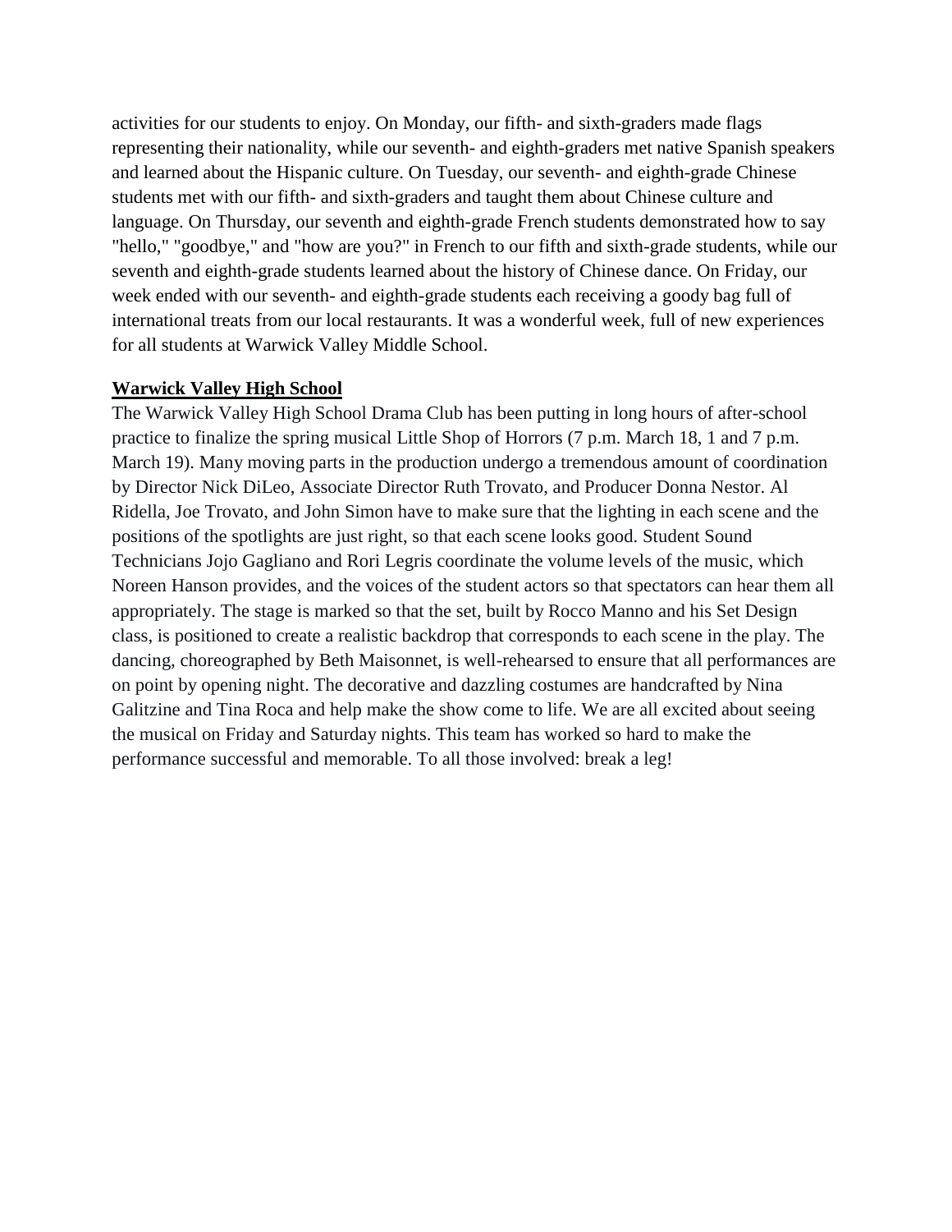activities for our students to enjoy. On Monday, our fifth- and sixth-graders made flags representing their nationality, while our seventh- and eighth-graders met native Spanish speakers and learned about the Hispanic culture. On Tuesday, our seventh- and eighth-grade Chinese students met with our fifth- and sixth-graders and taught them about Chinese culture and language. On Thursday, our seventh and eighth-grade French students demonstrated how to say "hello," "goodbye," and "how are you?" in French to our fifth and sixth-grade students, while our seventh and eighth-grade students learned about the history of Chinese dance. On Friday, our week ended with our seventh- and eighth-grade students each receiving a goody bag full of international treats from our local restaurants. It was a wonderful week, full of new experiences for all students at Warwick Valley Middle School.

**Warwick Valley High School**

The Warwick Valley High School Drama Club has been putting in long hours of after-school practice to finalize the spring musical Little Shop of Horrors (7 p.m. March 18, 1 and 7 p.m. March 19). Many moving parts in the production undergo a tremendous amount of coordination by Director Nick DiLeo, Associate Director Ruth Trovato, and Producer Donna Nestor. Al Ridella, Joe Trovato, and John Simon have to make sure that the lighting in each scene and the positions of the spotlights are just right, so that each scene looks good. Student Sound Technicians Jojo Gagliano and Rori Legris coordinate the volume levels of the music, which Noreen Hanson provides, and the voices of the student actors so that spectators can hear them all appropriately. The stage is marked so that the set, built by Rocco Manno and his Set Design class, is positioned to create a realistic backdrop that corresponds to each scene in the play. The dancing, choreographed by Beth Maisonnet, is well-rehearsed to ensure that all performances are on point by opening night. The decorative and dazzling costumes are handcrafted by Nina Galitzine and Tina Roca and help make the show come to life. We are all excited about seeing the musical on Friday and Saturday nights. This team has worked so hard to make the performance successful and memorable. To all those involved: break a leg!